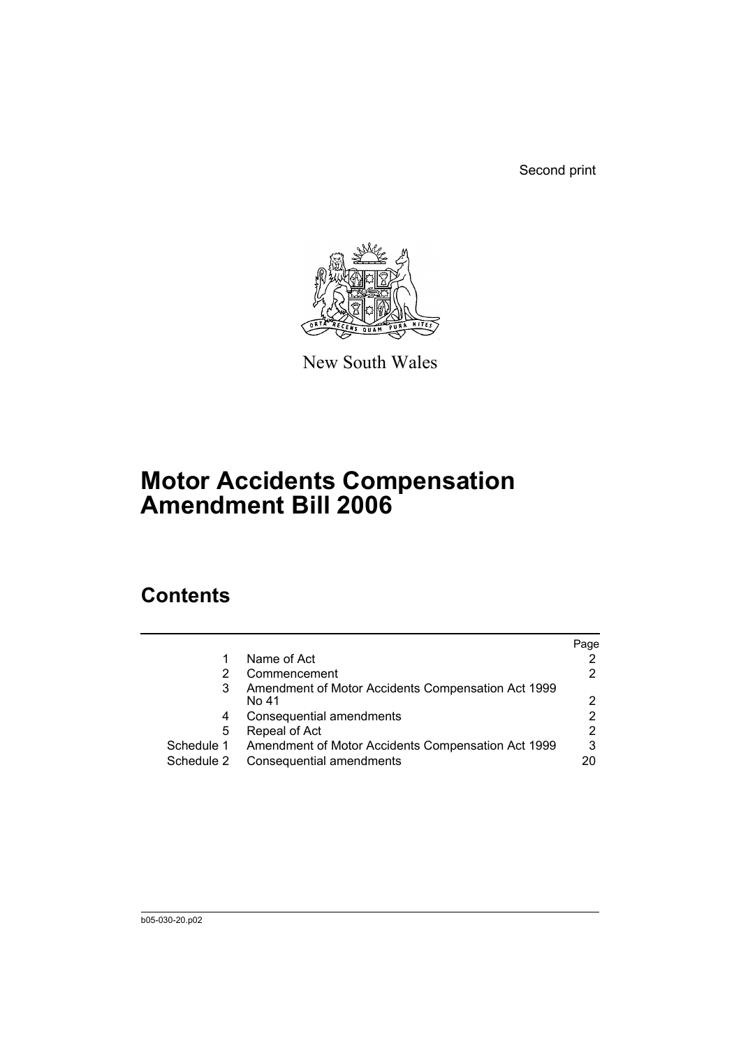Second print

New South Wales

# Motor Accidents Compensation Amendment Bill 2006

## Contents

| | | Page |
|---|---|---|
| 1 | Name of Act | 2 |
| 2 | Commencement | 2 |
| 3 | Amendment of Motor Accidents Compensation Act 1999 No 41 | 2 |
| 4 | Consequential amendments | 2 |
| 5 | Repeal of Act | 2 |
| Schedule 1 | Amendment of Motor Accidents Compensation Act 1999 | 3 |
| Schedule 2 | Consequential amendments | 20 |

b05-030-20.p02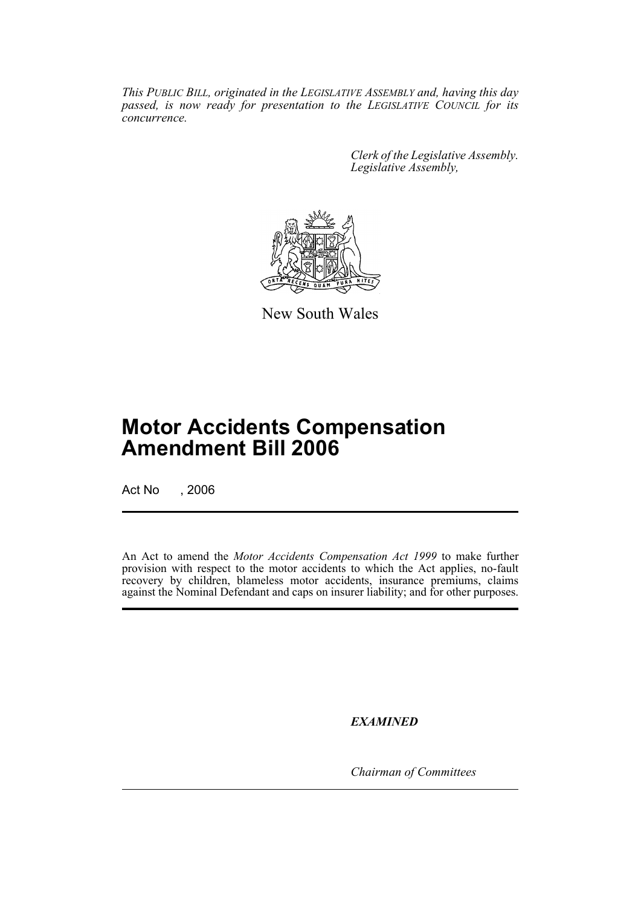*This PUBLIC BILL, originated in the LEGISLATIVE ASSEMBLY and, having this day passed, is now ready for presentation to the LEGISLATIVE COUNCIL for its concurrence.*

*Clerk of the Legislative Assembly.*
*Legislative Assembly,*

New South Wales

# Motor Accidents Compensation Amendment Bill 2006

Act No , 2006

An Act to amend the *Motor Accidents Compensation Act 1999* to make further provision with respect to the motor accidents to which the Act applies, no-fault recovery by children, blameless motor accidents, insurance premiums, claims against the Nominal Defendant and caps on insurer liability; and for other purposes.

***EXAMINED***

*Chairman of Committees*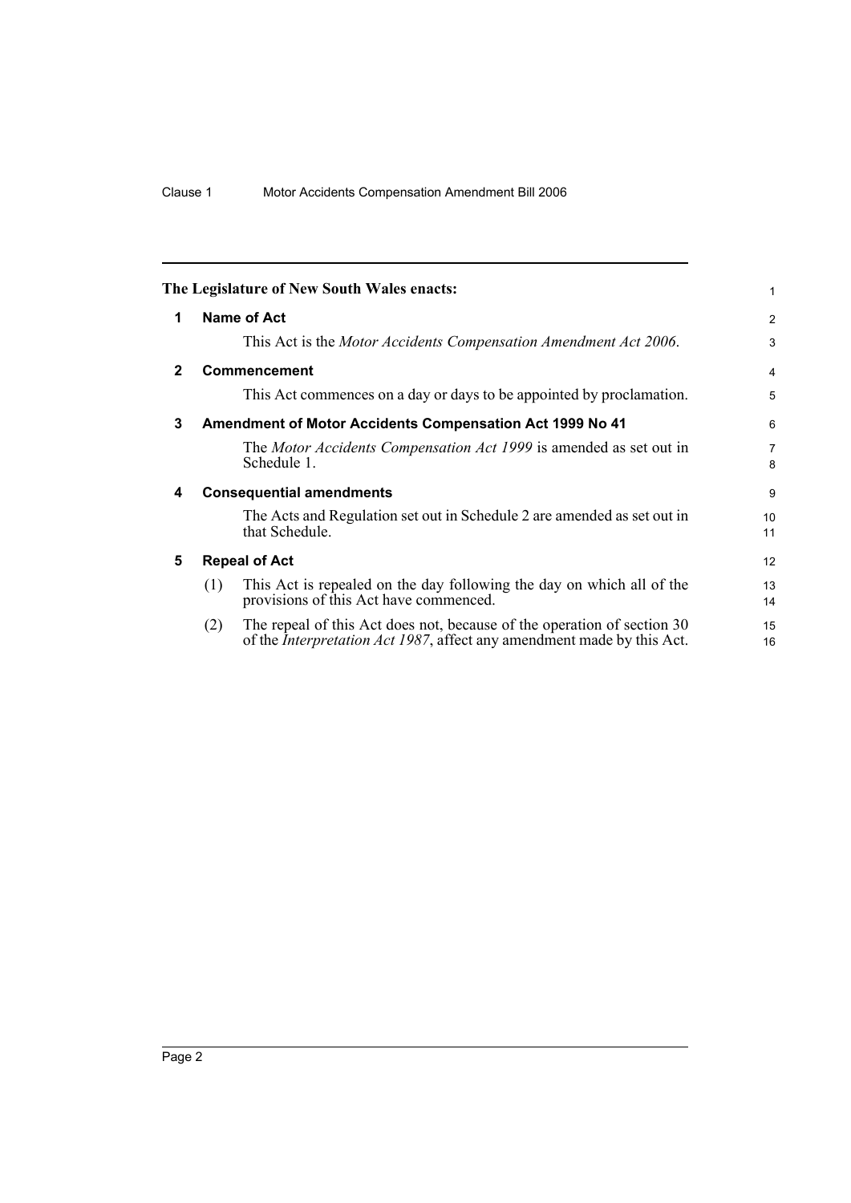**The Legislature of New South Wales enacts:**

## 1 Name of Act

This Act is the *Motor Accidents Compensation Amendment Act 2006*.

## 2 Commencement

This Act commences on a day or days to be appointed by proclamation.

## 3 Amendment of Motor Accidents Compensation Act 1999 No 41

The *Motor Accidents Compensation Act 1999* is amended as set out in Schedule 1.

## 4 Consequential amendments

The Acts and Regulation set out in Schedule 2 are amended as set out in that Schedule.

## 5 Repeal of Act

(1) This Act is repealed on the day following the day on which all of the provisions of this Act have commenced.

(2) The repeal of this Act does not, because of the operation of section 30 of the *Interpretation Act 1987*, affect any amendment made by this Act.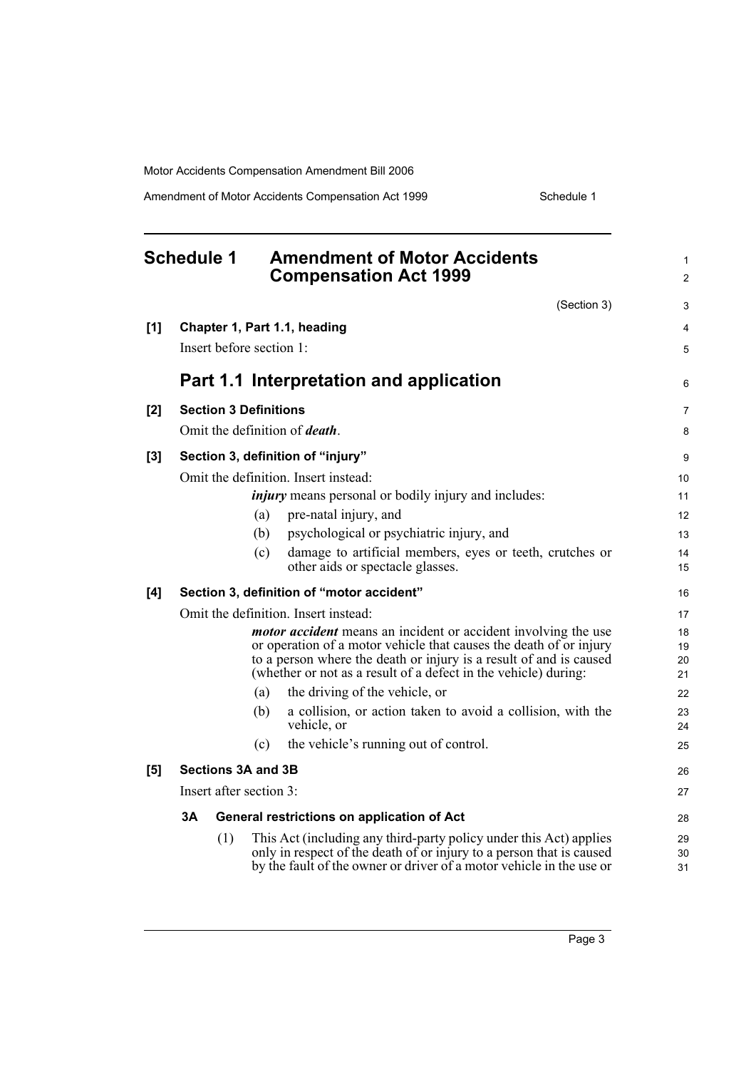## Schedule 1 Amendment of Motor Accidents Compensation Act 1999

(Section 3)

**[1] Chapter 1, Part 1.1, heading**

Insert before section 1:

### Part 1.1 Interpretation and application

**[2] Section 3 Definitions**

Omit the definition of ***death***.

**[3] Section 3, definition of "injury"**

Omit the definition. Insert instead:

> ***injury*** means personal or bodily injury and includes:
>
> (a) pre-natal injury, and
>
> (b) psychological or psychiatric injury, and
>
> (c) damage to artificial members, eyes or teeth, crutches or other aids or spectacle glasses.

**[4] Section 3, definition of "motor accident"**

Omit the definition. Insert instead:

> ***motor accident*** means an incident or accident involving the use or operation of a motor vehicle that causes the death of or injury to a person where the death or injury is a result of and is caused (whether or not as a result of a defect in the vehicle) during:
>
> (a) the driving of the vehicle, or
>
> (b) a collision, or action taken to avoid a collision, with the vehicle, or
>
> (c) the vehicle's running out of control.

**[5] Sections 3A and 3B**

Insert after section 3:

**3A General restrictions on application of Act**

(1) This Act (including any third-party policy under this Act) applies only in respect of the death of or injury to a person that is caused by the fault of the owner or driver of a motor vehicle in the use or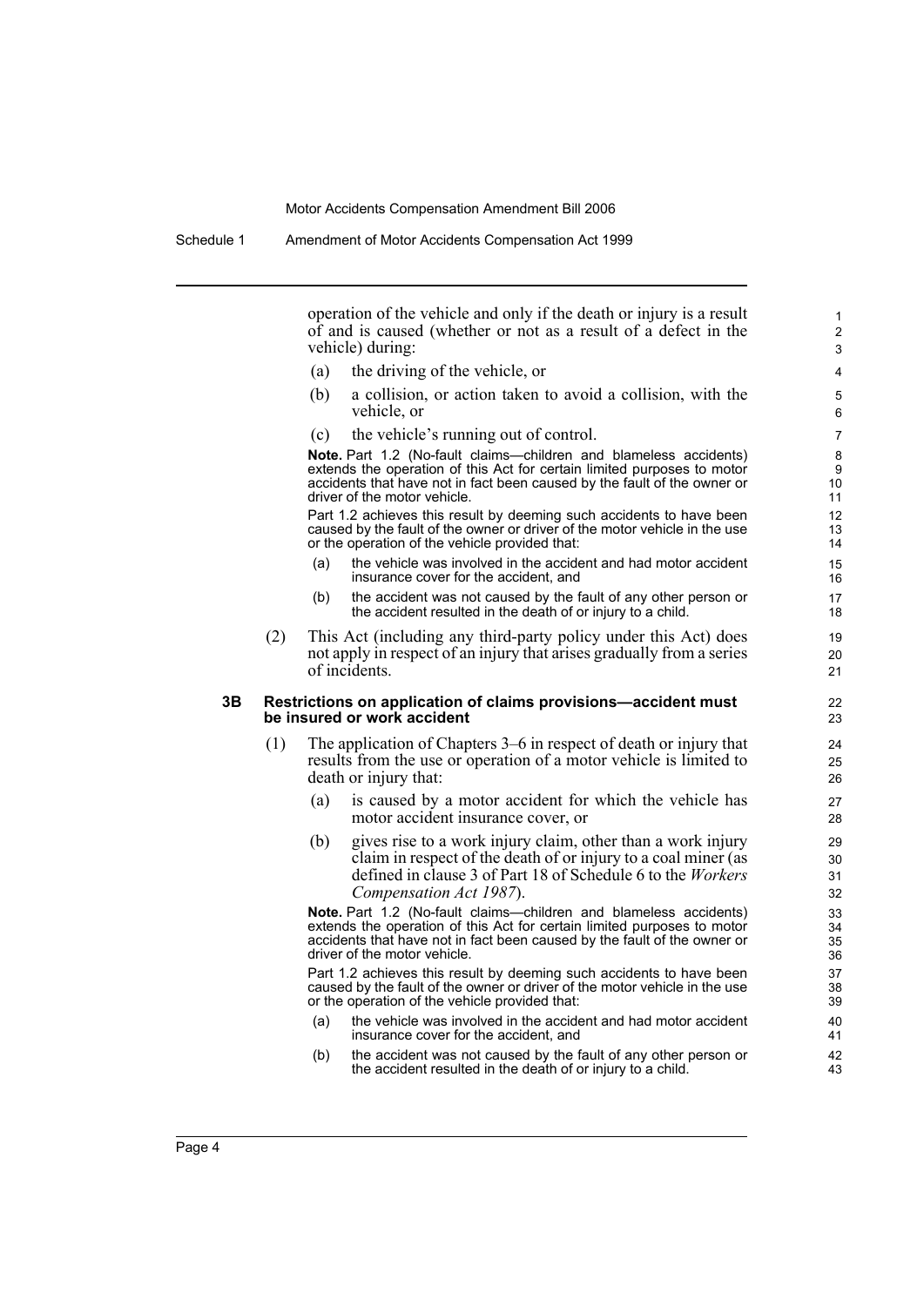operation of the vehicle and only if the death or injury is a result of and is caused (whether or not as a result of a defect in the vehicle) during:

(a) the driving of the vehicle, or

(b) a collision, or action taken to avoid a collision, with the vehicle, or

(c) the vehicle's running out of control.

**Note.** Part 1.2 (No-fault claims—children and blameless accidents) extends the operation of this Act for certain limited purposes to motor accidents that have not in fact been caused by the fault of the owner or driver of the motor vehicle.

Part 1.2 achieves this result by deeming such accidents to have been caused by the fault of the owner or driver of the motor vehicle in the use or the operation of the vehicle provided that:

(a) the vehicle was involved in the accident and had motor accident insurance cover for the accident, and

(b) the accident was not caused by the fault of any other person or the accident resulted in the death of or injury to a child.

(2) This Act (including any third-party policy under this Act) does not apply in respect of an injury that arises gradually from a series of incidents.

### 3B Restrictions on application of claims provisions—accident must be insured or work accident

(1) The application of Chapters 3–6 in respect of death or injury that results from the use or operation of a motor vehicle is limited to death or injury that:

(a) is caused by a motor accident for which the vehicle has motor accident insurance cover, or

(b) gives rise to a work injury claim, other than a work injury claim in respect of the death of or injury to a coal miner (as defined in clause 3 of Part 18 of Schedule 6 to the *Workers Compensation Act 1987*).

**Note.** Part 1.2 (No-fault claims—children and blameless accidents) extends the operation of this Act for certain limited purposes to motor accidents that have not in fact been caused by the fault of the owner or driver of the motor vehicle.

Part 1.2 achieves this result by deeming such accidents to have been caused by the fault of the owner or driver of the motor vehicle in the use or the operation of the vehicle provided that:

(a) the vehicle was involved in the accident and had motor accident insurance cover for the accident, and

(b) the accident was not caused by the fault of any other person or the accident resulted in the death of or injury to a child.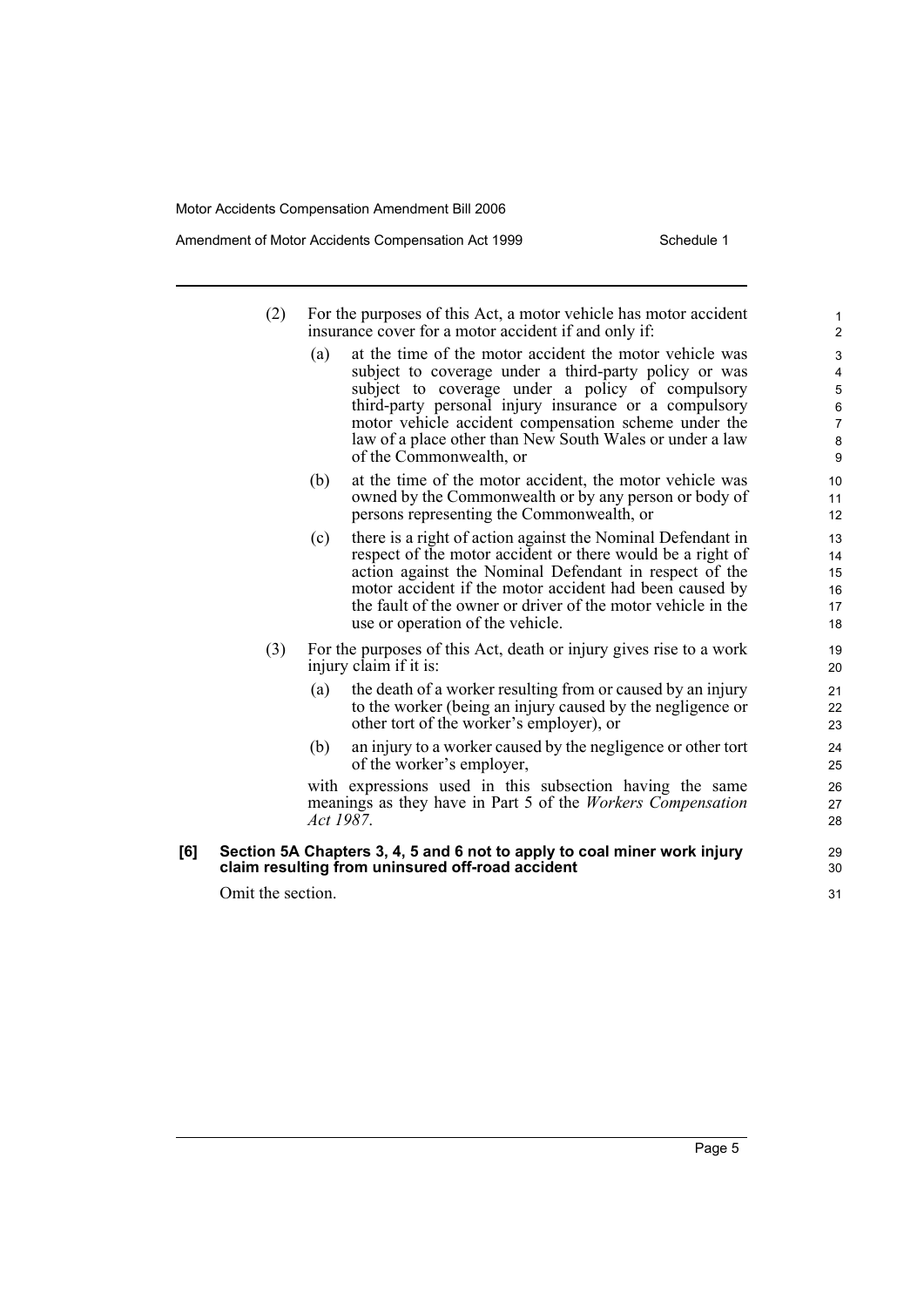(2) For the purposes of this Act, a motor vehicle has motor accident insurance cover for a motor accident if and only if:

(a) at the time of the motor accident the motor vehicle was subject to coverage under a third-party policy or was subject to coverage under a policy of compulsory third-party personal injury insurance or a compulsory motor vehicle accident compensation scheme under the law of a place other than New South Wales or under a law of the Commonwealth, or

(b) at the time of the motor accident, the motor vehicle was owned by the Commonwealth or by any person or body of persons representing the Commonwealth, or

(c) there is a right of action against the Nominal Defendant in respect of the motor accident or there would be a right of action against the Nominal Defendant in respect of the motor accident if the motor accident had been caused by the fault of the owner or driver of the motor vehicle in the use or operation of the vehicle.

(3) For the purposes of this Act, death or injury gives rise to a work injury claim if it is:

(a) the death of a worker resulting from or caused by an injury to the worker (being an injury caused by the negligence or other tort of the worker's employer), or

(b) an injury to a worker caused by the negligence or other tort of the worker's employer,

with expressions used in this subsection having the same meanings as they have in Part 5 of the *Workers Compensation Act 1987*.

**[6] Section 5A Chapters 3, 4, 5 and 6 not to apply to coal miner work injury claim resulting from uninsured off-road accident**

Omit the section.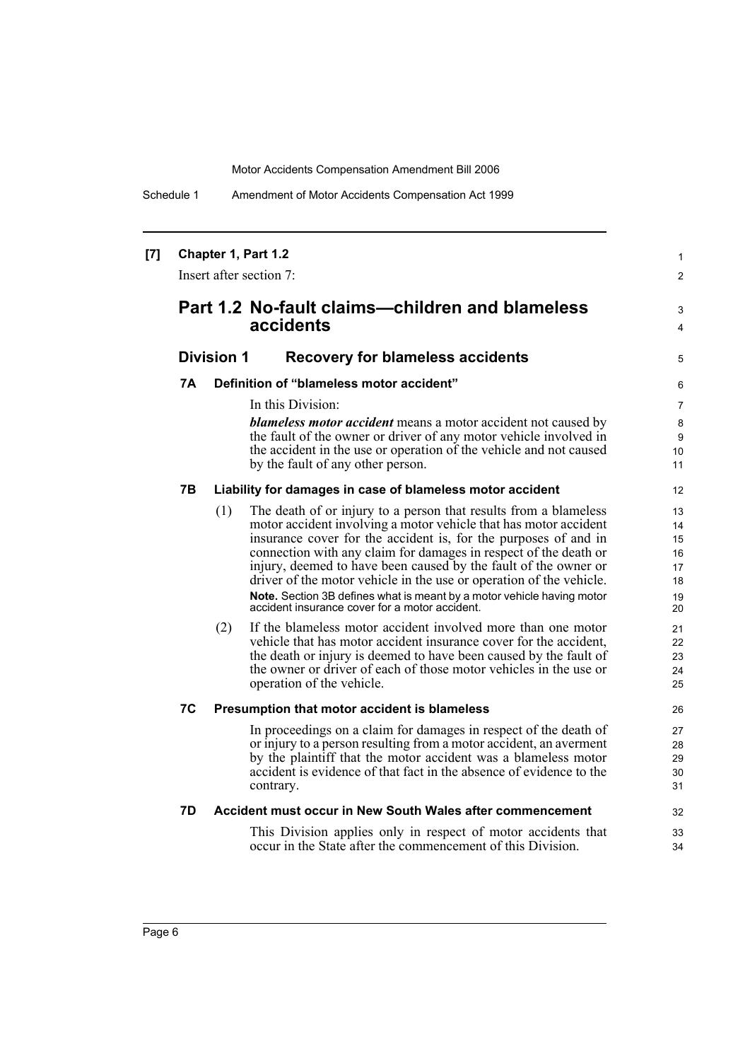**[7] Chapter 1, Part 1.2**

Insert after section 7:

## Part 1.2 No-fault claims—children and blameless accidents

### Division 1 Recovery for blameless accidents

#### 7A Definition of "blameless motor accident"

In this Division:

***blameless motor accident*** means a motor accident not caused by the fault of the owner or driver of any motor vehicle involved in the accident in the use or operation of the vehicle and not caused by the fault of any other person.

#### 7B Liability for damages in case of blameless motor accident

(1) The death of or injury to a person that results from a blameless motor accident involving a motor vehicle that has motor accident insurance cover for the accident is, for the purposes of and in connection with any claim for damages in respect of the death or injury, deemed to have been caused by the fault of the owner or driver of the motor vehicle in the use or operation of the vehicle.

**Note.** Section 3B defines what is meant by a motor vehicle having motor accident insurance cover for a motor accident.

(2) If the blameless motor accident involved more than one motor vehicle that has motor accident insurance cover for the accident, the death or injury is deemed to have been caused by the fault of the owner or driver of each of those motor vehicles in the use or operation of the vehicle.

#### 7C Presumption that motor accident is blameless

In proceedings on a claim for damages in respect of the death of or injury to a person resulting from a motor accident, an averment by the plaintiff that the motor accident was a blameless motor accident is evidence of that fact in the absence of evidence to the contrary.

#### 7D Accident must occur in New South Wales after commencement

This Division applies only in respect of motor accidents that occur in the State after the commencement of this Division.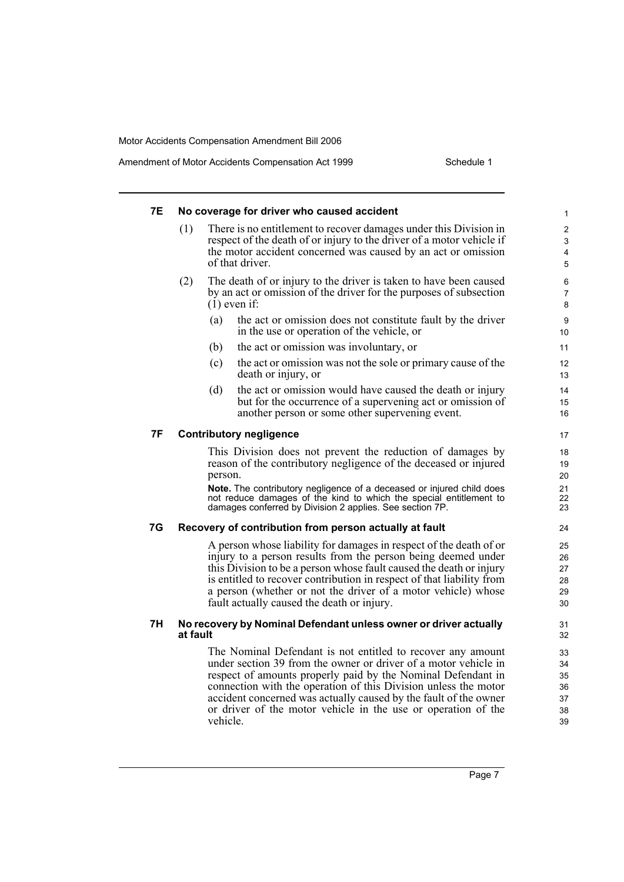### 7E No coverage for driver who caused accident

(1) There is no entitlement to recover damages under this Division in respect of the death of or injury to the driver of a motor vehicle if the motor accident concerned was caused by an act or omission of that driver.

(2) The death of or injury to the driver is taken to have been caused by an act or omission of the driver for the purposes of subsection (1) even if:

- (a) the act or omission does not constitute fault by the driver in the use or operation of the vehicle, or
- (b) the act or omission was involuntary, or
- (c) the act or omission was not the sole or primary cause of the death or injury, or
- (d) the act or omission would have caused the death or injury but for the occurrence of a supervening act or omission of another person or some other supervening event.

### 7F Contributory negligence

This Division does not prevent the reduction of damages by reason of the contributory negligence of the deceased or injured person.

**Note.** The contributory negligence of a deceased or injured child does not reduce damages of the kind to which the special entitlement to damages conferred by Division 2 applies. See section 7P.

### 7G Recovery of contribution from person actually at fault

A person whose liability for damages in respect of the death of or injury to a person results from the person being deemed under this Division to be a person whose fault caused the death or injury is entitled to recover contribution in respect of that liability from a person (whether or not the driver of a motor vehicle) whose fault actually caused the death or injury.

### 7H No recovery by Nominal Defendant unless owner or driver actually at fault

The Nominal Defendant is not entitled to recover any amount under section 39 from the owner or driver of a motor vehicle in respect of amounts properly paid by the Nominal Defendant in connection with the operation of this Division unless the motor accident concerned was actually caused by the fault of the owner or driver of the motor vehicle in the use or operation of the vehicle.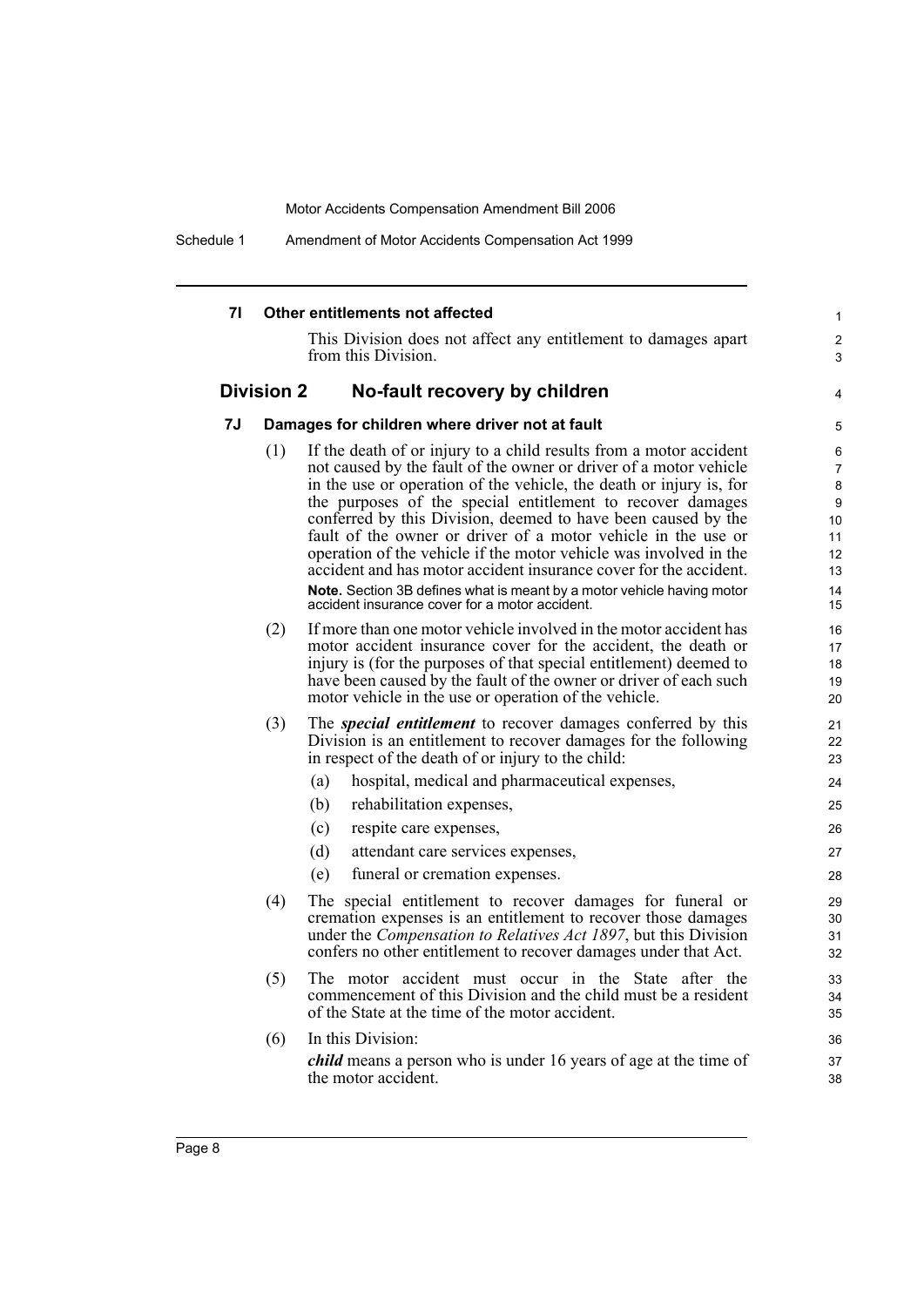**7I Other entitlements not affected**

This Division does not affect any entitlement to damages apart from this Division.

## Division 2 No-fault recovery by children

**7J Damages for children where driver not at fault**

(1) If the death of or injury to a child results from a motor accident not caused by the fault of the owner or driver of a motor vehicle in the use or operation of the vehicle, the death or injury is, for the purposes of the special entitlement to recover damages conferred by this Division, deemed to have been caused by the fault of the owner or driver of a motor vehicle in the use or operation of the vehicle if the motor vehicle was involved in the accident and has motor accident insurance cover for the accident.

**Note.** Section 3B defines what is meant by a motor vehicle having motor accident insurance cover for a motor accident.

(2) If more than one motor vehicle involved in the motor accident has motor accident insurance cover for the accident, the death or injury is (for the purposes of that special entitlement) deemed to have been caused by the fault of the owner or driver of each such motor vehicle in the use or operation of the vehicle.

(3) The ***special entitlement*** to recover damages conferred by this Division is an entitlement to recover damages for the following in respect of the death of or injury to the child:

- (a) hospital, medical and pharmaceutical expenses,
- (b) rehabilitation expenses,
- (c) respite care expenses,
- (d) attendant care services expenses,
- (e) funeral or cremation expenses.

(4) The special entitlement to recover damages for funeral or cremation expenses is an entitlement to recover those damages under the *Compensation to Relatives Act 1897*, but this Division confers no other entitlement to recover damages under that Act.

(5) The motor accident must occur in the State after the commencement of this Division and the child must be a resident of the State at the time of the motor accident.

(6) In this Division:

***child*** means a person who is under 16 years of age at the time of the motor accident.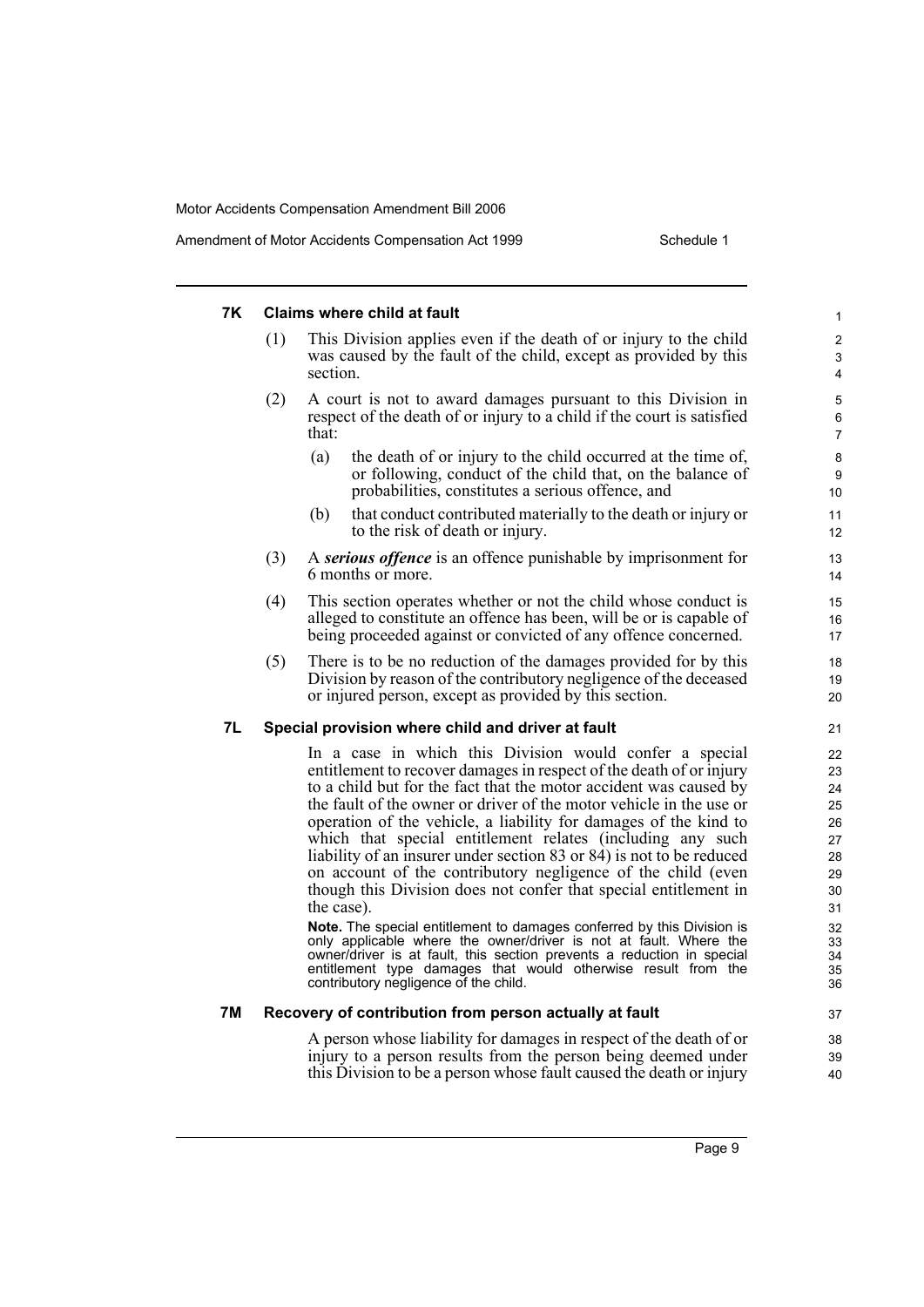### 7K Claims where child at fault

(1) This Division applies even if the death of or injury to the child was caused by the fault of the child, except as provided by this section.

(2) A court is not to award damages pursuant to this Division in respect of the death of or injury to a child if the court is satisfied that:

(a) the death of or injury to the child occurred at the time of, or following, conduct of the child that, on the balance of probabilities, constitutes a serious offence, and

(b) that conduct contributed materially to the death or injury or to the risk of death or injury.

(3) A ***serious offence*** is an offence punishable by imprisonment for 6 months or more.

(4) This section operates whether or not the child whose conduct is alleged to constitute an offence has been, will be or is capable of being proceeded against or convicted of any offence concerned.

(5) There is to be no reduction of the damages provided for by this Division by reason of the contributory negligence of the deceased or injured person, except as provided by this section.

### 7L Special provision where child and driver at fault

In a case in which this Division would confer a special entitlement to recover damages in respect of the death of or injury to a child but for the fact that the motor accident was caused by the fault of the owner or driver of the motor vehicle in the use or operation of the vehicle, a liability for damages of the kind to which that special entitlement relates (including any such liability of an insurer under section 83 or 84) is not to be reduced on account of the contributory negligence of the child (even though this Division does not confer that special entitlement in the case).

**Note.** The special entitlement to damages conferred by this Division is only applicable where the owner/driver is not at fault. Where the owner/driver is at fault, this section prevents a reduction in special entitlement type damages that would otherwise result from the contributory negligence of the child.

### 7M Recovery of contribution from person actually at fault

A person whose liability for damages in respect of the death of or injury to a person results from the person being deemed under this Division to be a person whose fault caused the death or injury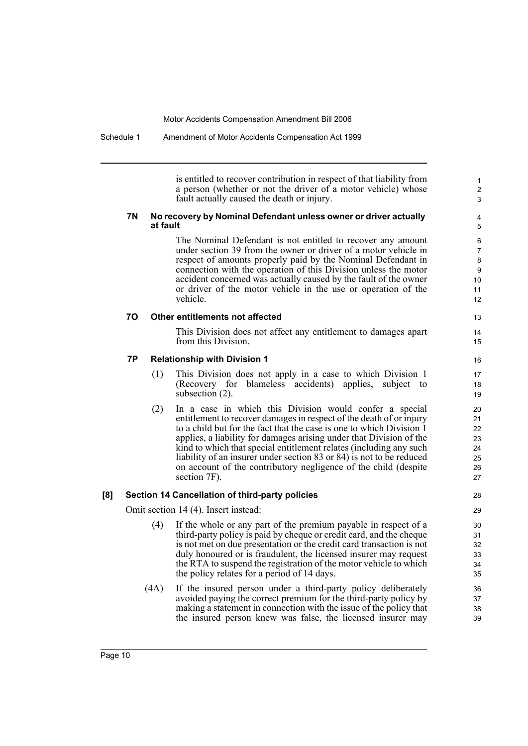is entitled to recover contribution in respect of that liability from a person (whether or not the driver of a motor vehicle) whose fault actually caused the death or injury.

**7N No recovery by Nominal Defendant unless owner or driver actually at fault**

The Nominal Defendant is not entitled to recover any amount under section 39 from the owner or driver of a motor vehicle in respect of amounts properly paid by the Nominal Defendant in connection with the operation of this Division unless the motor accident concerned was actually caused by the fault of the owner or driver of the motor vehicle in the use or operation of the vehicle.

**7O Other entitlements not affected**

This Division does not affect any entitlement to damages apart from this Division.

**7P Relationship with Division 1**

(1) This Division does not apply in a case to which Division 1 (Recovery for blameless accidents) applies, subject to subsection (2).

(2) In a case in which this Division would confer a special entitlement to recover damages in respect of the death of or injury to a child but for the fact that the case is one to which Division 1 applies, a liability for damages arising under that Division of the kind to which that special entitlement relates (including any such liability of an insurer under section 83 or 84) is not to be reduced on account of the contributory negligence of the child (despite section 7F).

**[8] Section 14 Cancellation of third-party policies**

Omit section 14 (4). Insert instead:

(4) If the whole or any part of the premium payable in respect of a third-party policy is paid by cheque or credit card, and the cheque is not met on due presentation or the credit card transaction is not duly honoured or is fraudulent, the licensed insurer may request the RTA to suspend the registration of the motor vehicle to which the policy relates for a period of 14 days.

(4A) If the insured person under a third-party policy deliberately avoided paying the correct premium for the third-party policy by making a statement in connection with the issue of the policy that the insured person knew was false, the licensed insurer may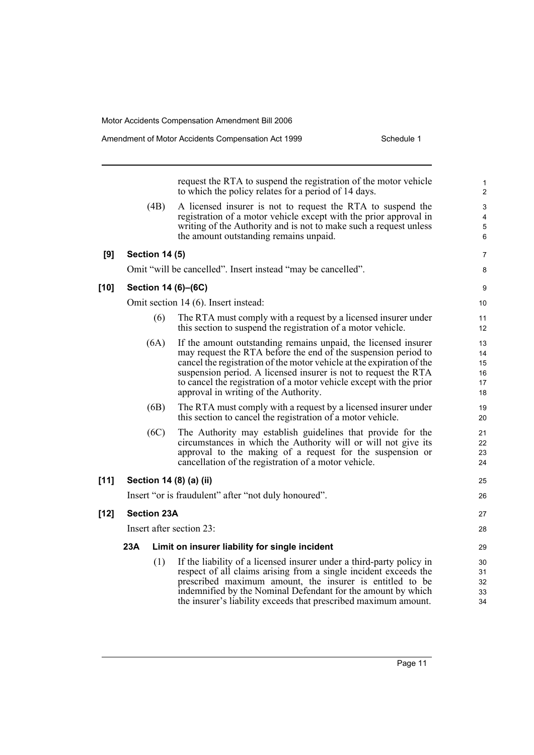request the RTA to suspend the registration of the motor vehicle to which the policy relates for a period of 14 days.

(4B) A licensed insurer is not to request the RTA to suspend the registration of a motor vehicle except with the prior approval in writing of the Authority and is not to make such a request unless the amount outstanding remains unpaid.

**[9] Section 14 (5)**

Omit "will be cancelled". Insert instead "may be cancelled".

**[10] Section 14 (6)–(6C)**

Omit section 14 (6). Insert instead:

(6) The RTA must comply with a request by a licensed insurer under this section to suspend the registration of a motor vehicle.

(6A) If the amount outstanding remains unpaid, the licensed insurer may request the RTA before the end of the suspension period to cancel the registration of the motor vehicle at the expiration of the suspension period. A licensed insurer is not to request the RTA to cancel the registration of a motor vehicle except with the prior approval in writing of the Authority.

(6B) The RTA must comply with a request by a licensed insurer under this section to cancel the registration of a motor vehicle.

(6C) The Authority may establish guidelines that provide for the circumstances in which the Authority will or will not give its approval to the making of a request for the suspension or cancellation of the registration of a motor vehicle.

**[11] Section 14 (8) (a) (ii)**

Insert "or is fraudulent" after "not duly honoured".

**[12] Section 23A**

Insert after section 23:

**23A Limit on insurer liability for single incident**

(1) If the liability of a licensed insurer under a third-party policy in respect of all claims arising from a single incident exceeds the prescribed maximum amount, the insurer is entitled to be indemnified by the Nominal Defendant for the amount by which the insurer's liability exceeds that prescribed maximum amount.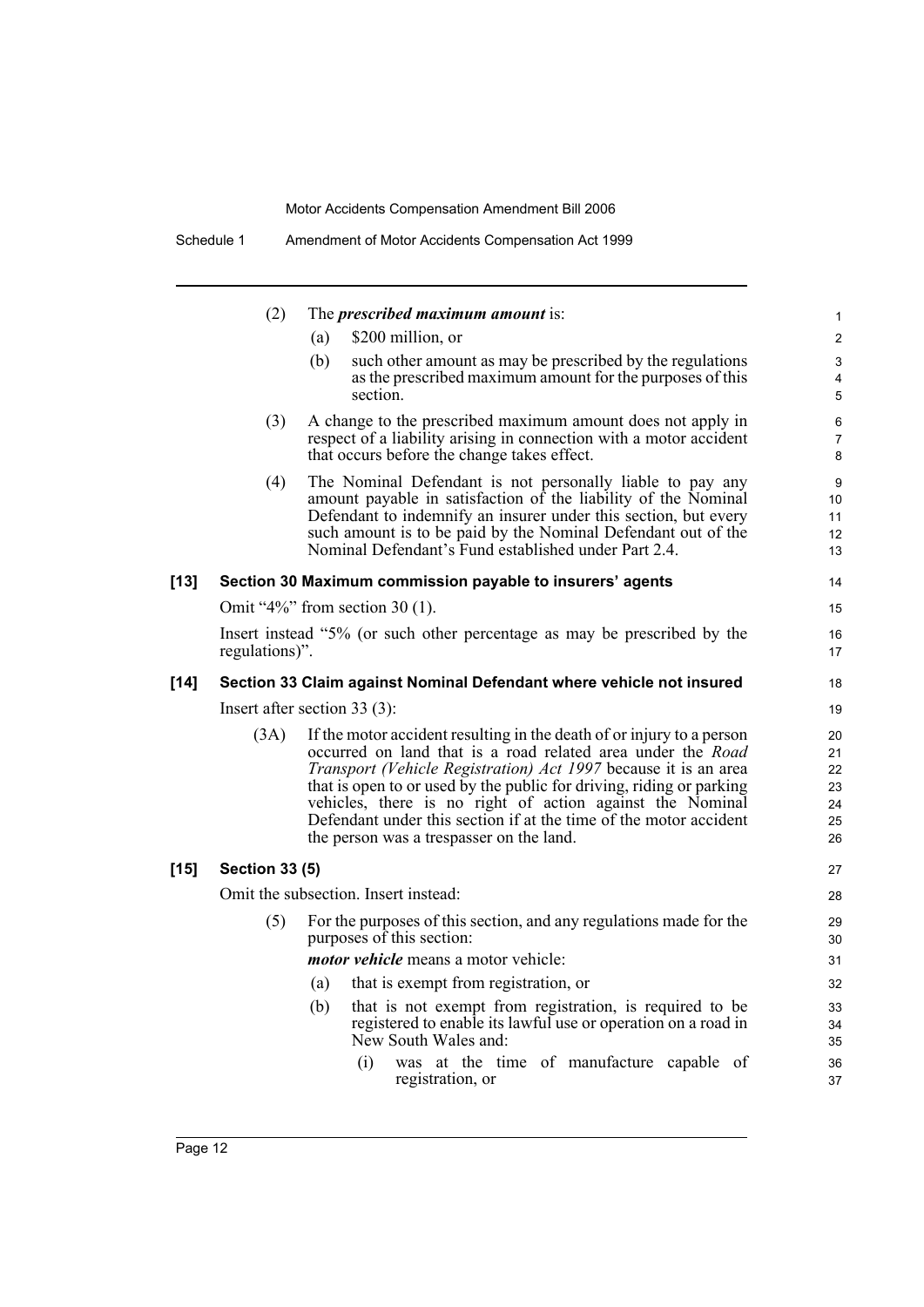(2) The ***prescribed maximum amount*** is:

(a) $200 million, or

(b) such other amount as may be prescribed by the regulations as the prescribed maximum amount for the purposes of this section.

(3) A change to the prescribed maximum amount does not apply in respect of a liability arising in connection with a motor accident that occurs before the change takes effect.

(4) The Nominal Defendant is not personally liable to pay any amount payable in satisfaction of the liability of the Nominal Defendant to indemnify an insurer under this section, but every such amount is to be paid by the Nominal Defendant out of the Nominal Defendant's Fund established under Part 2.4.

### [13] Section 30 Maximum commission payable to insurers' agents

Omit "4%" from section 30 (1).

Insert instead "5% (or such other percentage as may be prescribed by the regulations)".

### [14] Section 33 Claim against Nominal Defendant where vehicle not insured

Insert after section 33 (3):

(3A) If the motor accident resulting in the death of or injury to a person occurred on land that is a road related area under the *Road Transport (Vehicle Registration) Act 1997* because it is an area that is open to or used by the public for driving, riding or parking vehicles, there is no right of action against the Nominal Defendant under this section if at the time of the motor accident the person was a trespasser on the land.

### [15] Section 33 (5)

Omit the subsection. Insert instead:

(5) For the purposes of this section, and any regulations made for the purposes of this section:

***motor vehicle*** means a motor vehicle:

(a) that is exempt from registration, or

(b) that is not exempt from registration, is required to be registered to enable its lawful use or operation on a road in New South Wales and:

(i) was at the time of manufacture capable of registration, or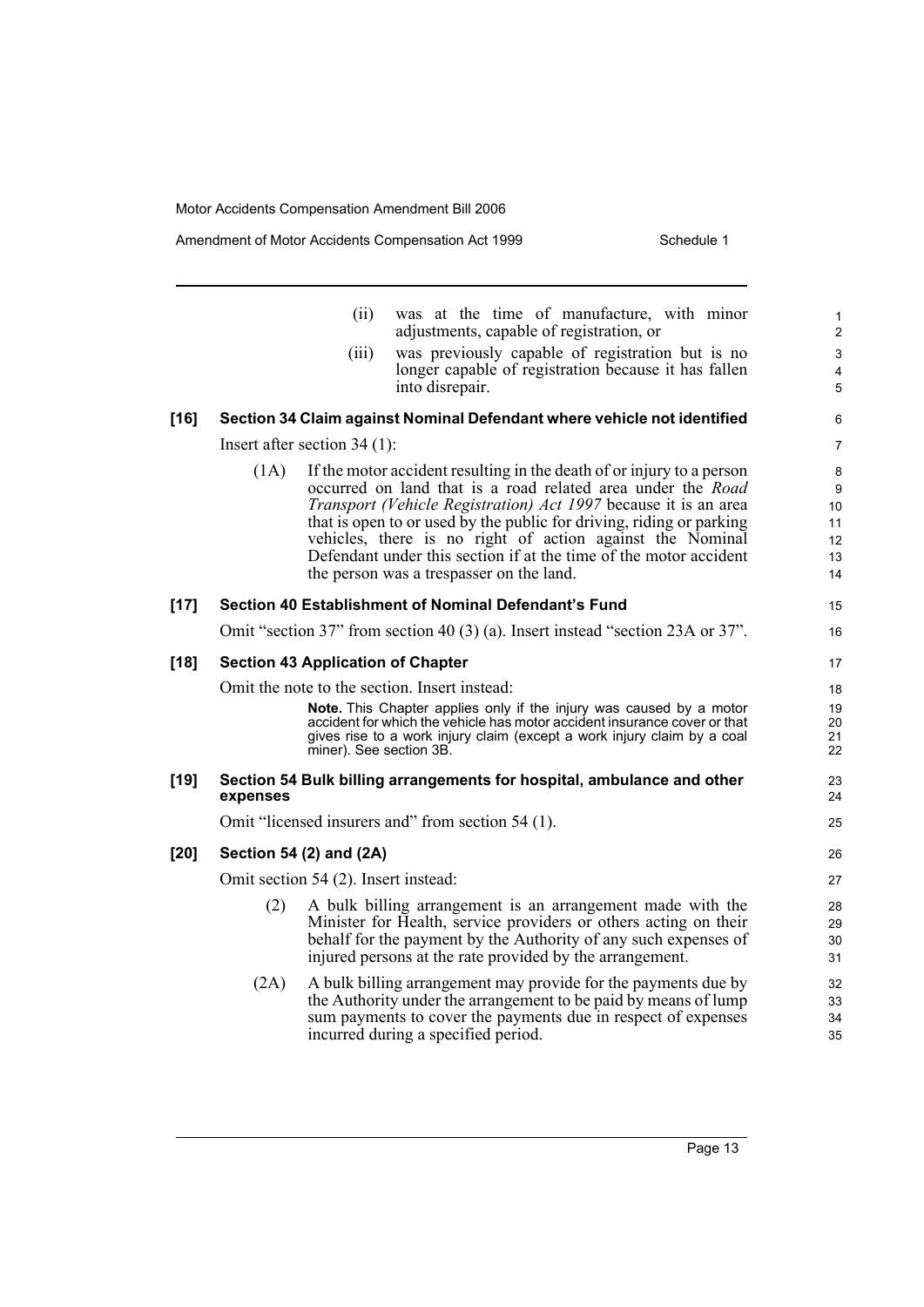(ii) was at the time of manufacture, with minor adjustments, capable of registration, or

(iii) was previously capable of registration but is no longer capable of registration because it has fallen into disrepair.

**[16] Section 34 Claim against Nominal Defendant where vehicle not identified**

Insert after section 34 (1):

(1A) If the motor accident resulting in the death of or injury to a person occurred on land that is a road related area under the *Road Transport (Vehicle Registration) Act 1997* because it is an area that is open to or used by the public for driving, riding or parking vehicles, there is no right of action against the Nominal Defendant under this section if at the time of the motor accident the person was a trespasser on the land.

**[17] Section 40 Establishment of Nominal Defendant's Fund**

Omit "section 37" from section 40 (3) (a). Insert instead "section 23A or 37".

**[18] Section 43 Application of Chapter**

Omit the note to the section. Insert instead:

**Note.** This Chapter applies only if the injury was caused by a motor accident for which the vehicle has motor accident insurance cover or that gives rise to a work injury claim (except a work injury claim by a coal miner). See section 3B.

**[19] Section 54 Bulk billing arrangements for hospital, ambulance and other expenses**

Omit "licensed insurers and" from section 54 (1).

**[20] Section 54 (2) and (2A)**

Omit section 54 (2). Insert instead:

(2) A bulk billing arrangement is an arrangement made with the Minister for Health, service providers or others acting on their behalf for the payment by the Authority of any such expenses of injured persons at the rate provided by the arrangement.

(2A) A bulk billing arrangement may provide for the payments due by the Authority under the arrangement to be paid by means of lump sum payments to cover the payments due in respect of expenses incurred during a specified period.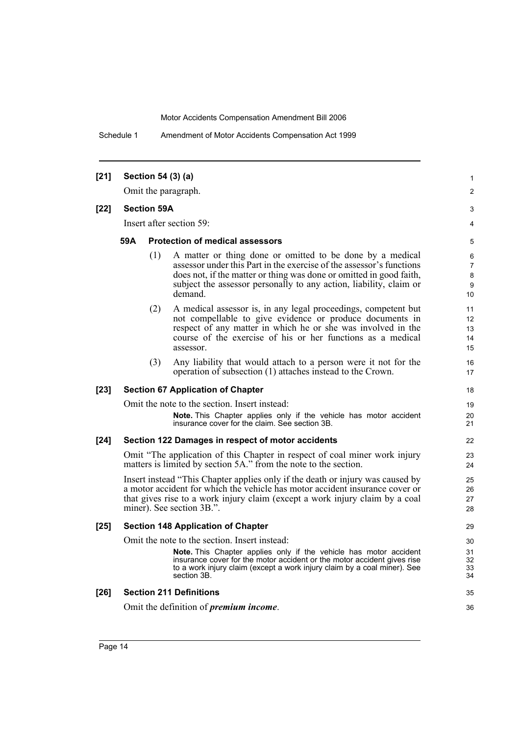**[21] Section 54 (3) (a)**

Omit the paragraph.

**[22] Section 59A**

Insert after section 59:

**59A Protection of medical assessors**

(1) A matter or thing done or omitted to be done by a medical assessor under this Part in the exercise of the assessor's functions does not, if the matter or thing was done or omitted in good faith, subject the assessor personally to any action, liability, claim or demand.

(2) A medical assessor is, in any legal proceedings, competent but not compellable to give evidence or produce documents in respect of any matter in which he or she was involved in the course of the exercise of his or her functions as a medical assessor.

(3) Any liability that would attach to a person were it not for the operation of subsection (1) attaches instead to the Crown.

**[23] Section 67 Application of Chapter**

Omit the note to the section. Insert instead:

**Note.** This Chapter applies only if the vehicle has motor accident insurance cover for the claim. See section 3B.

**[24] Section 122 Damages in respect of motor accidents**

Omit "The application of this Chapter in respect of coal miner work injury matters is limited by section 5A." from the note to the section.

Insert instead "This Chapter applies only if the death or injury was caused by a motor accident for which the vehicle has motor accident insurance cover or that gives rise to a work injury claim (except a work injury claim by a coal miner). See section 3B.".

**[25] Section 148 Application of Chapter**

Omit the note to the section. Insert instead:

**Note.** This Chapter applies only if the vehicle has motor accident insurance cover for the motor accident or the motor accident gives rise to a work injury claim (except a work injury claim by a coal miner). See section 3B.

**[26] Section 211 Definitions**

Omit the definition of ***premium income***.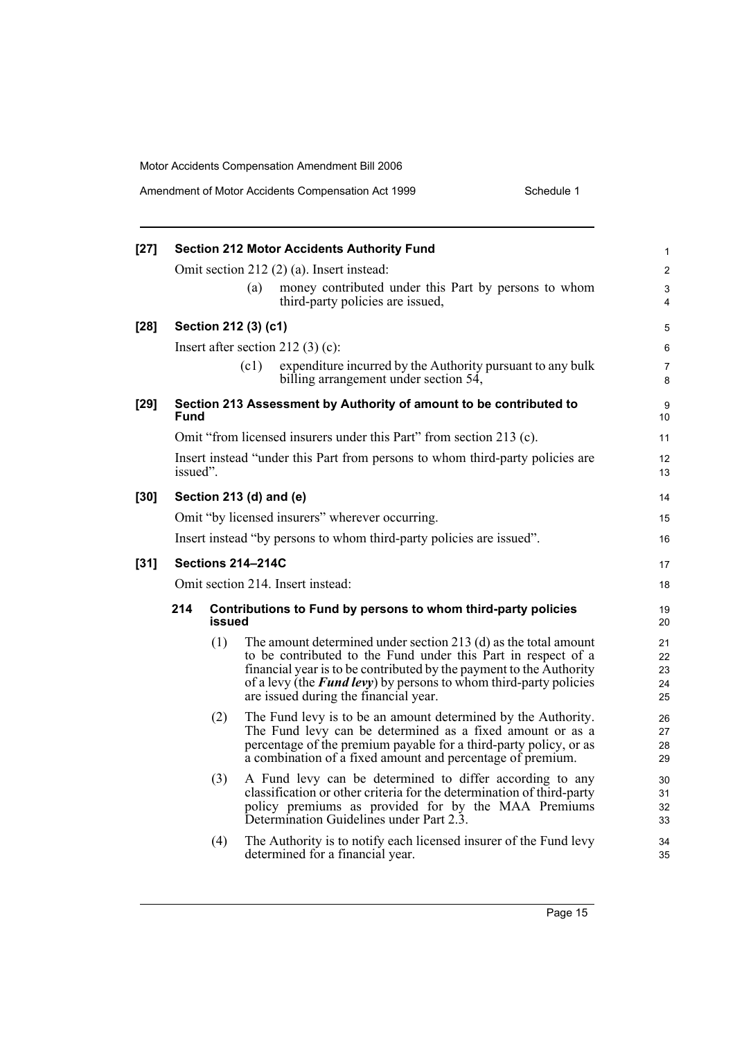**[27] Section 212 Motor Accidents Authority Fund**

Omit section 212 (2) (a). Insert instead:

(a) money contributed under this Part by persons to whom third-party policies are issued,

**[28] Section 212 (3) (c1)**

Insert after section 212 (3) (c):

(c1) expenditure incurred by the Authority pursuant to any bulk billing arrangement under section 54,

**[29] Section 213 Assessment by Authority of amount to be contributed to Fund**

Omit "from licensed insurers under this Part" from section 213 (c).

Insert instead "under this Part from persons to whom third-party policies are issued".

**[30] Section 213 (d) and (e)**

Omit "by licensed insurers" wherever occurring.

Insert instead "by persons to whom third-party policies are issued".

**[31] Sections 214–214C**

Omit section 214. Insert instead:

**214 Contributions to Fund by persons to whom third-party policies issued**

(1) The amount determined under section 213 (d) as the total amount to be contributed to the Fund under this Part in respect of a financial year is to be contributed by the payment to the Authority of a levy (the ***Fund levy***) by persons to whom third-party policies are issued during the financial year.

(2) The Fund levy is to be an amount determined by the Authority. The Fund levy can be determined as a fixed amount or as a percentage of the premium payable for a third-party policy, or as a combination of a fixed amount and percentage of premium.

(3) A Fund levy can be determined to differ according to any classification or other criteria for the determination of third-party policy premiums as provided for by the MAA Premiums Determination Guidelines under Part 2.3.

(4) The Authority is to notify each licensed insurer of the Fund levy determined for a financial year.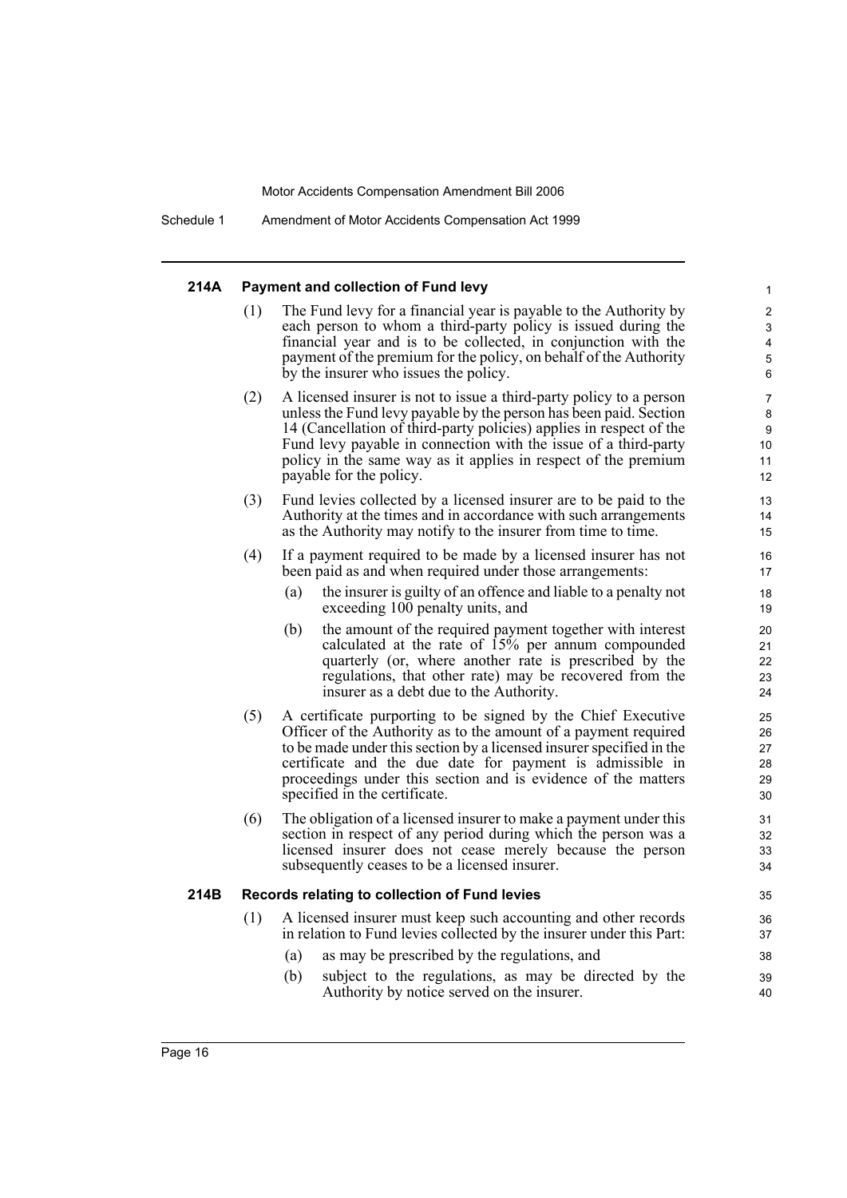### 214A Payment and collection of Fund levy

(1) The Fund levy for a financial year is payable to the Authority by each person to whom a third-party policy is issued during the financial year and is to be collected, in conjunction with the payment of the premium for the policy, on behalf of the Authority by the insurer who issues the policy.

(2) A licensed insurer is not to issue a third-party policy to a person unless the Fund levy payable by the person has been paid. Section 14 (Cancellation of third-party policies) applies in respect of the Fund levy payable in connection with the issue of a third-party policy in the same way as it applies in respect of the premium payable for the policy.

(3) Fund levies collected by a licensed insurer are to be paid to the Authority at the times and in accordance with such arrangements as the Authority may notify to the insurer from time to time.

(4) If a payment required to be made by a licensed insurer has not been paid as and when required under those arrangements:

- (a) the insurer is guilty of an offence and liable to a penalty not exceeding 100 penalty units, and
- (b) the amount of the required payment together with interest calculated at the rate of 15% per annum compounded quarterly (or, where another rate is prescribed by the regulations, that other rate) may be recovered from the insurer as a debt due to the Authority.

(5) A certificate purporting to be signed by the Chief Executive Officer of the Authority as to the amount of a payment required to be made under this section by a licensed insurer specified in the certificate and the due date for payment is admissible in proceedings under this section and is evidence of the matters specified in the certificate.

(6) The obligation of a licensed insurer to make a payment under this section in respect of any period during which the person was a licensed insurer does not cease merely because the person subsequently ceases to be a licensed insurer.

### 214B Records relating to collection of Fund levies

(1) A licensed insurer must keep such accounting and other records in relation to Fund levies collected by the insurer under this Part:

- (a) as may be prescribed by the regulations, and
- (b) subject to the regulations, as may be directed by the Authority by notice served on the insurer.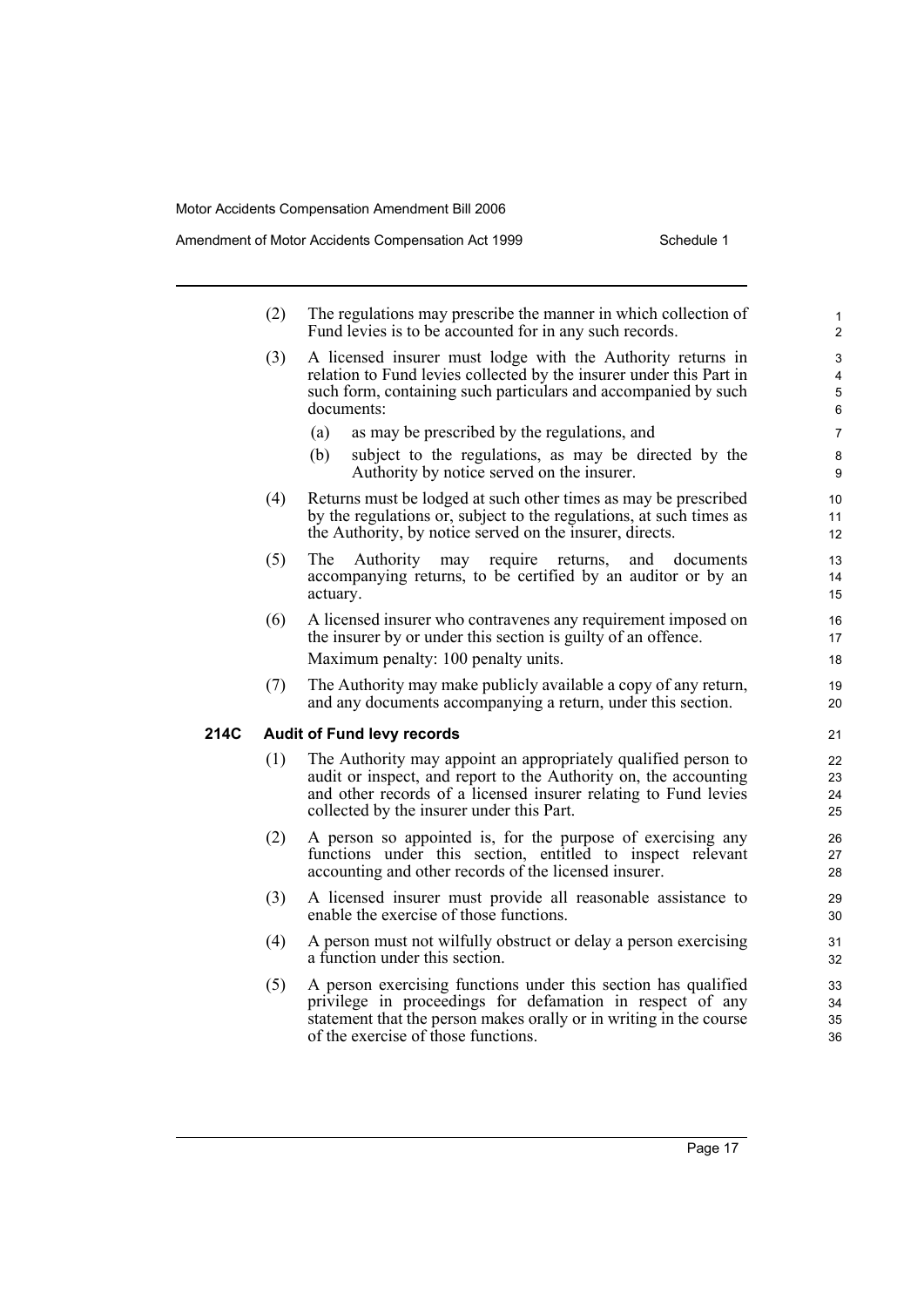(2) The regulations may prescribe the manner in which collection of Fund levies is to be accounted for in any such records.

(3) A licensed insurer must lodge with the Authority returns in relation to Fund levies collected by the insurer under this Part in such form, containing such particulars and accompanied by such documents:

- (a) as may be prescribed by the regulations, and
- (b) subject to the regulations, as may be directed by the Authority by notice served on the insurer.

(4) Returns must be lodged at such other times as may be prescribed by the regulations or, subject to the regulations, at such times as the Authority, by notice served on the insurer, directs.

(5) The Authority may require returns, and documents accompanying returns, to be certified by an auditor or by an actuary.

(6) A licensed insurer who contravenes any requirement imposed on the insurer by or under this section is guilty of an offence.

Maximum penalty: 100 penalty units.

(7) The Authority may make publicly available a copy of any return, and any documents accompanying a return, under this section.

### 214C Audit of Fund levy records

(1) The Authority may appoint an appropriately qualified person to audit or inspect, and report to the Authority on, the accounting and other records of a licensed insurer relating to Fund levies collected by the insurer under this Part.

(2) A person so appointed is, for the purpose of exercising any functions under this section, entitled to inspect relevant accounting and other records of the licensed insurer.

(3) A licensed insurer must provide all reasonable assistance to enable the exercise of those functions.

(4) A person must not wilfully obstruct or delay a person exercising a function under this section.

(5) A person exercising functions under this section has qualified privilege in proceedings for defamation in respect of any statement that the person makes orally or in writing in the course of the exercise of those functions.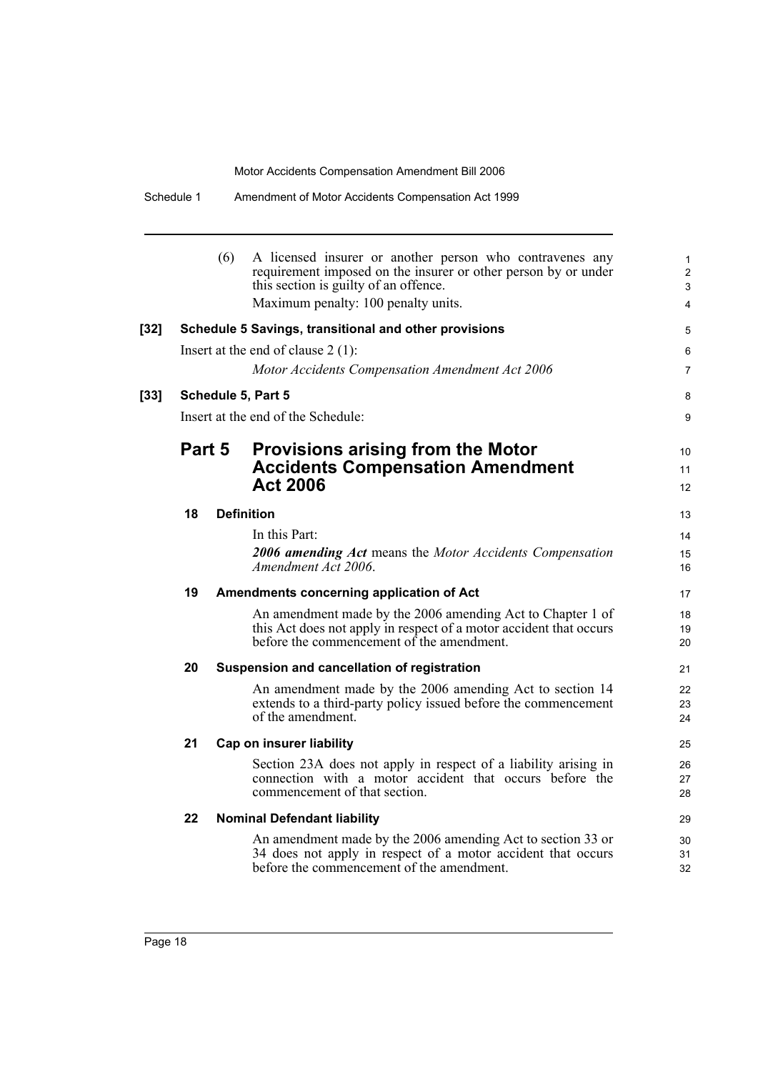(6) A licensed insurer or another person who contravenes any requirement imposed on the insurer or other person by or under this section is guilty of an offence.

Maximum penalty: 100 penalty units.

**[32] Schedule 5 Savings, transitional and other provisions**

Insert at the end of clause 2 (1):

*Motor Accidents Compensation Amendment Act 2006*

**[33] Schedule 5, Part 5**

Insert at the end of the Schedule:

## Part 5 Provisions arising from the Motor Accidents Compensation Amendment Act 2006

### 18 Definition

In this Part:

***2006 amending Act*** means the *Motor Accidents Compensation Amendment Act 2006*.

### 19 Amendments concerning application of Act

An amendment made by the 2006 amending Act to Chapter 1 of this Act does not apply in respect of a motor accident that occurs before the commencement of the amendment.

### 20 Suspension and cancellation of registration

An amendment made by the 2006 amending Act to section 14 extends to a third-party policy issued before the commencement of the amendment.

### 21 Cap on insurer liability

Section 23A does not apply in respect of a liability arising in connection with a motor accident that occurs before the commencement of that section.

### 22 Nominal Defendant liability

An amendment made by the 2006 amending Act to section 33 or 34 does not apply in respect of a motor accident that occurs before the commencement of the amendment.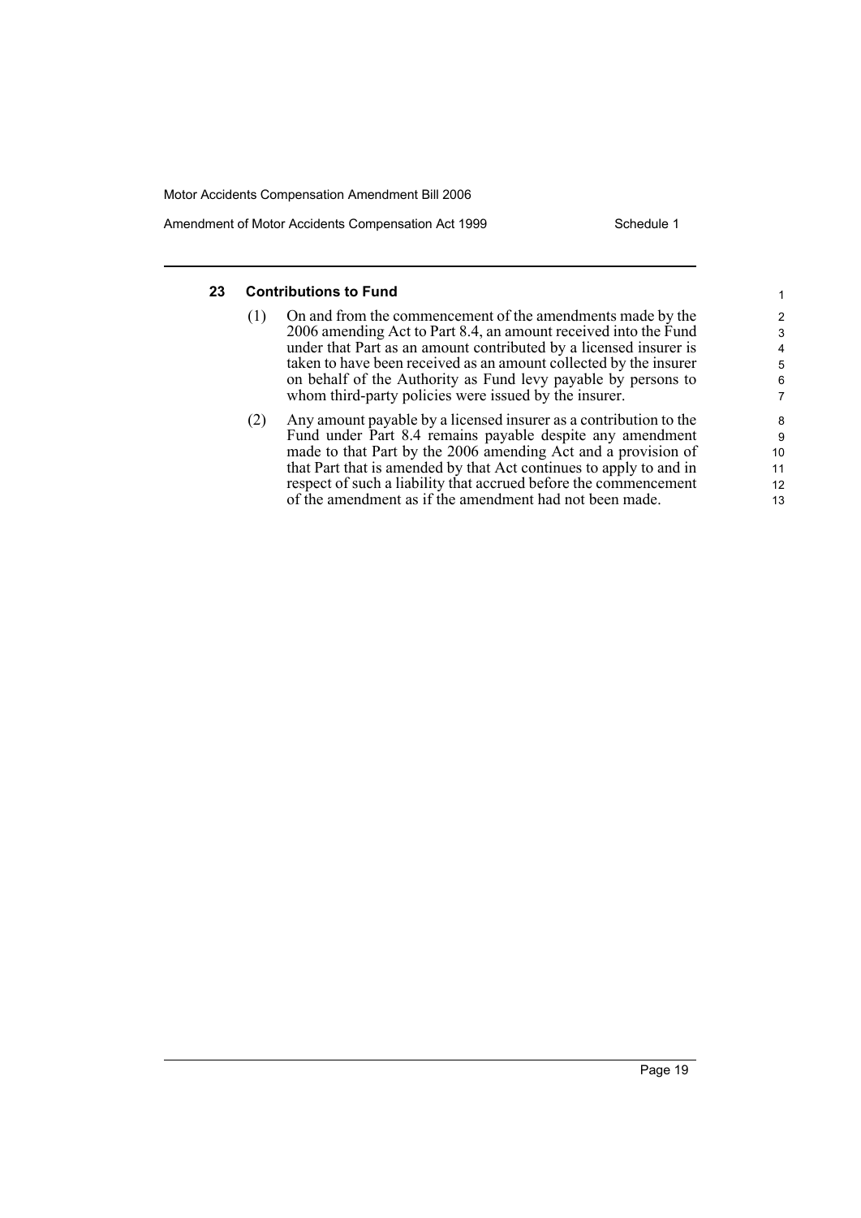### 23 Contributions to Fund

(1) On and from the commencement of the amendments made by the 2006 amending Act to Part 8.4, an amount received into the Fund under that Part as an amount contributed by a licensed insurer is taken to have been received as an amount collected by the insurer on behalf of the Authority as Fund levy payable by persons to whom third-party policies were issued by the insurer.

(2) Any amount payable by a licensed insurer as a contribution to the Fund under Part 8.4 remains payable despite any amendment made to that Part by the 2006 amending Act and a provision of that Part that is amended by that Act continues to apply to and in respect of such a liability that accrued before the commencement of the amendment as if the amendment had not been made.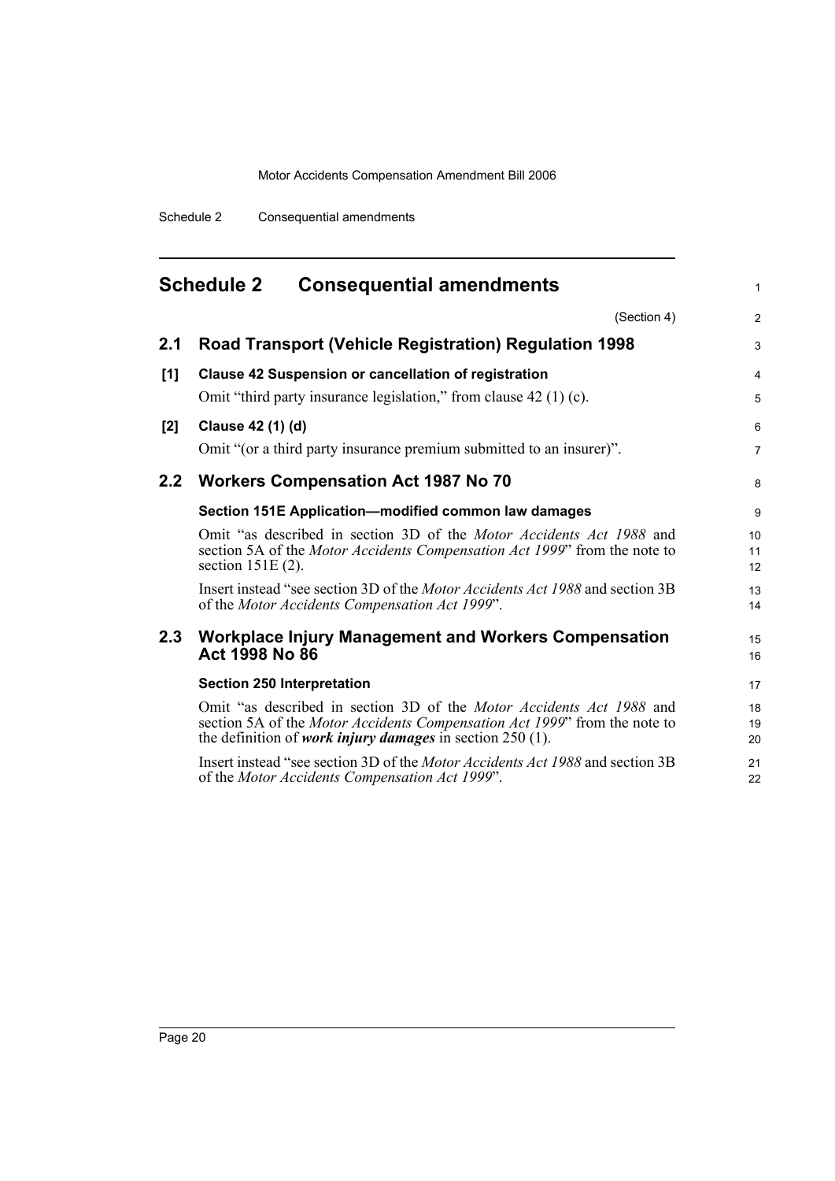## Schedule 2 Consequential amendments

(Section 4)

### 2.1 Road Transport (Vehicle Registration) Regulation 1998

**[1] Clause 42 Suspension or cancellation of registration**

Omit "third party insurance legislation," from clause 42 (1) (c).

**[2] Clause 42 (1) (d)**

Omit "(or a third party insurance premium submitted to an insurer)".

### 2.2 Workers Compensation Act 1987 No 70

**Section 151E Application—modified common law damages**

Omit "as described in section 3D of the *Motor Accidents Act 1988* and section 5A of the *Motor Accidents Compensation Act 1999*" from the note to section 151E (2).

Insert instead "see section 3D of the *Motor Accidents Act 1988* and section 3B of the *Motor Accidents Compensation Act 1999*".

### 2.3 Workplace Injury Management and Workers Compensation Act 1998 No 86

**Section 250 Interpretation**

Omit "as described in section 3D of the *Motor Accidents Act 1988* and section 5A of the *Motor Accidents Compensation Act 1999*" from the note to the definition of ***work injury damages*** in section 250 (1).

Insert instead "see section 3D of the *Motor Accidents Act 1988* and section 3B of the *Motor Accidents Compensation Act 1999*".